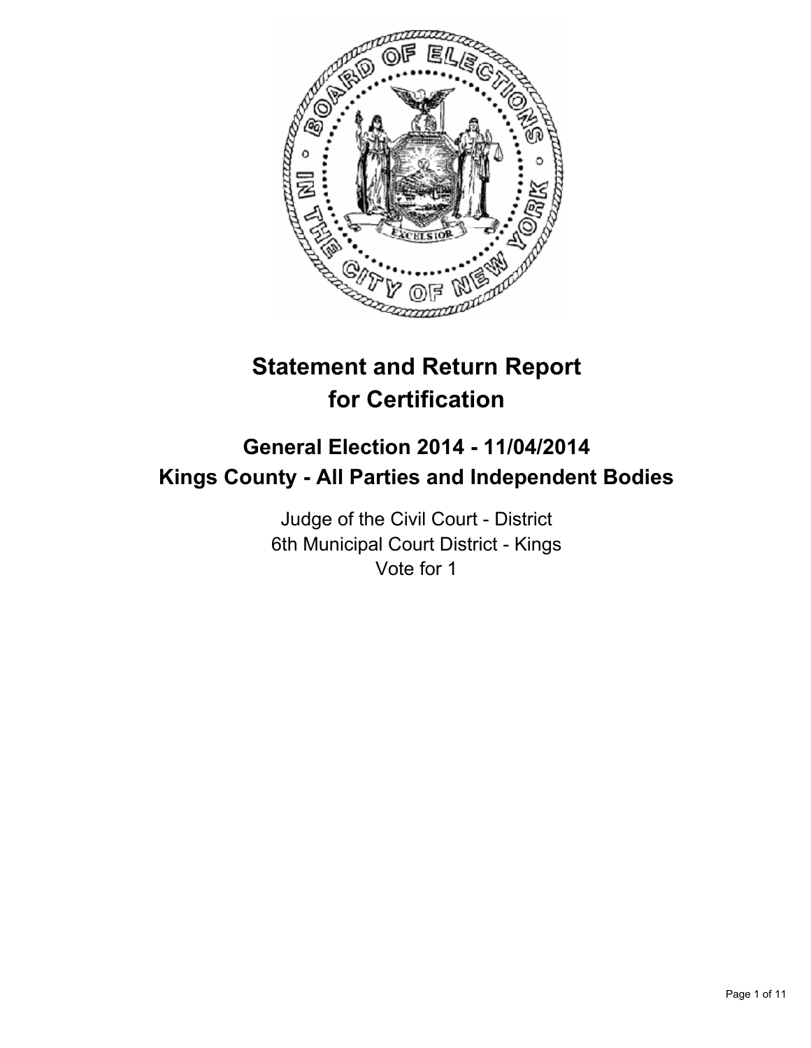# Statement and Return Report for Certification

## General Election 2014 - 11/04/2014
## Kings County - All Parties and Independent Bodies

Judge of the Civil Court - District
6th Municipal Court District - Kings
Vote for 1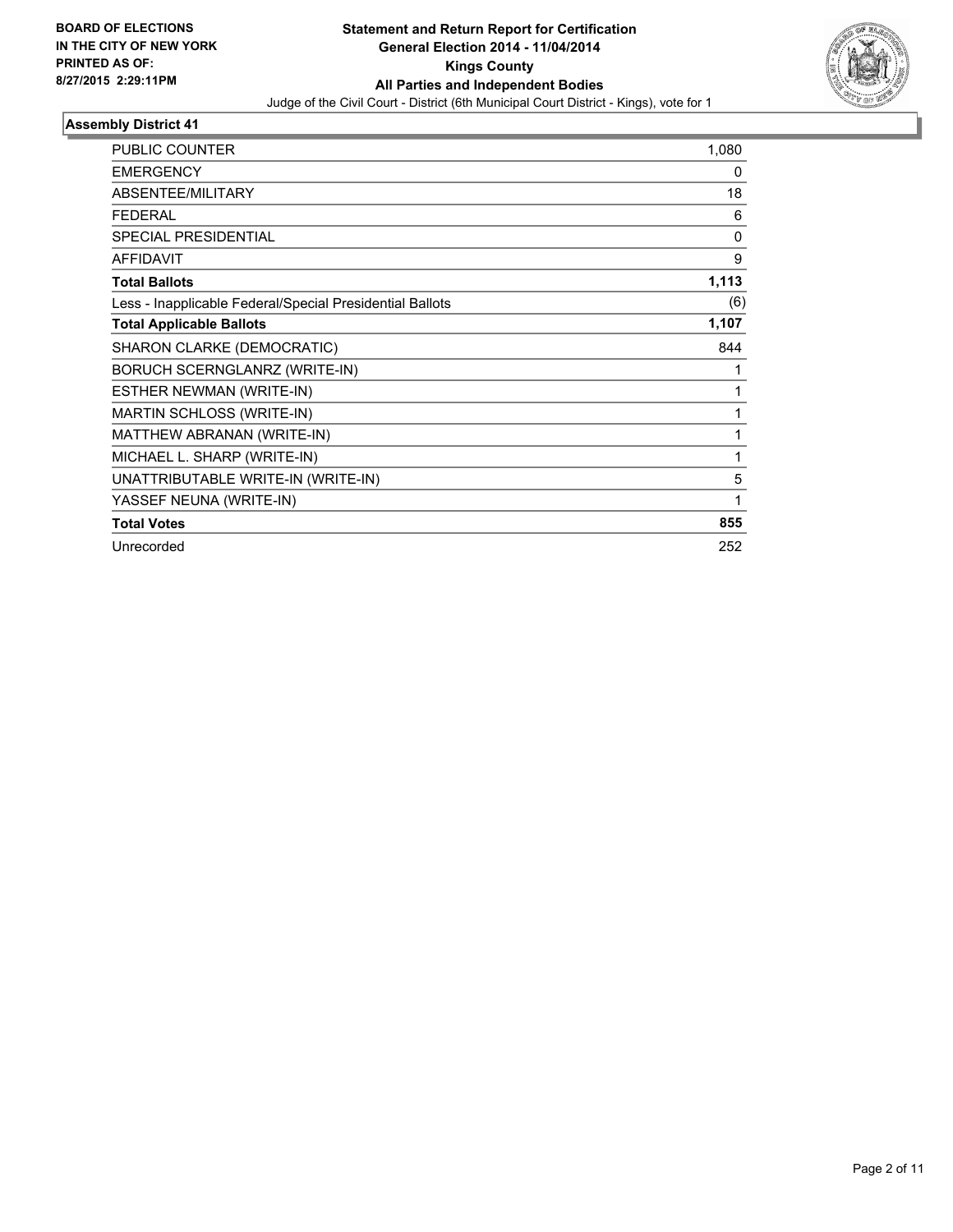**BOARD OF ELECTIONS IN THE CITY OF NEW YORK PRINTED AS OF: 8/27/2015 2:29:11PM**

# Statement and Return Report for Certification
## General Election 2014 - 11/04/2014
## Kings County
## All Parties and Independent Bodies

Judge of the Civil Court - District (6th Municipal Court District - Kings), vote for 1

### Assembly District 41

| | |
|---|---|
| PUBLIC COUNTER | 1,080 |
| EMERGENCY | 0 |
| ABSENTEE/MILITARY | 18 |
| FEDERAL | 6 |
| SPECIAL PRESIDENTIAL | 0 |
| AFFIDAVIT | 9 |
| **Total Ballots** | **1,113** |
| Less - Inapplicable Federal/Special Presidential Ballots | (6) |
| **Total Applicable Ballots** | **1,107** |
| SHARON CLARKE (DEMOCRATIC) | 844 |
| BORUCH SCERNGLANRZ (WRITE-IN) | 1 |
| ESTHER NEWMAN (WRITE-IN) | 1 |
| MARTIN SCHLOSS (WRITE-IN) | 1 |
| MATTHEW ABRANAN (WRITE-IN) | 1 |
| MICHAEL L. SHARP (WRITE-IN) | 1 |
| UNATTRIBUTABLE WRITE-IN (WRITE-IN) | 5 |
| YASSEF NEUNA (WRITE-IN) | 1 |
| **Total Votes** | **855** |
| Unrecorded | 252 |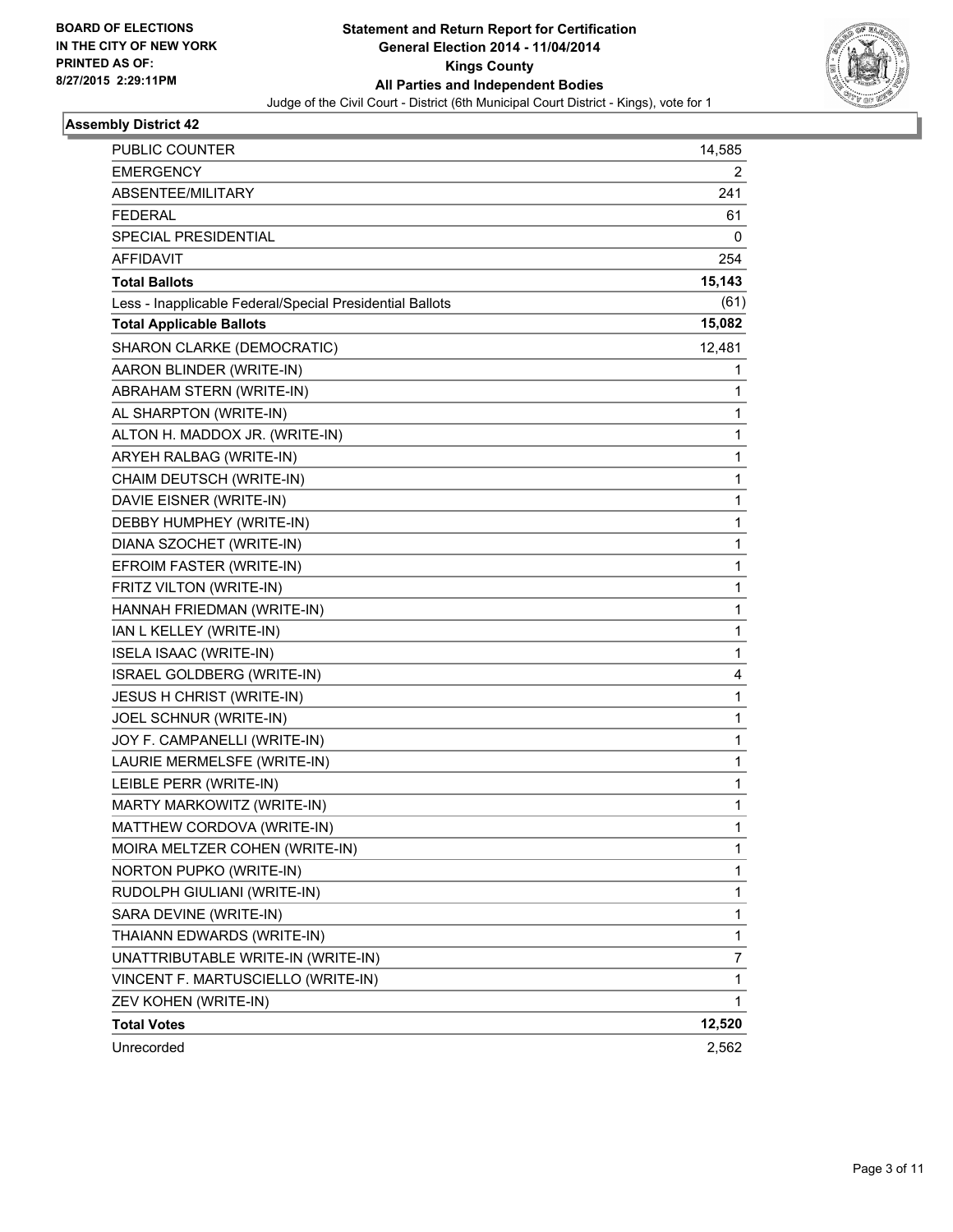**BOARD OF ELECTIONS IN THE CITY OF NEW YORK**
**PRINTED AS OF: 8/27/2015 2:29:11PM**

**Statement and Return Report for Certification**
**General Election 2014 - 11/04/2014**
**Kings County**
**All Parties and Independent Bodies**
Judge of the Civil Court - District (6th Municipal Court District - Kings), vote for 1

## Assembly District 42

| | |
|---|---|
| PUBLIC COUNTER | 14,585 |
| EMERGENCY | 2 |
| ABSENTEE/MILITARY | 241 |
| FEDERAL | 61 |
| SPECIAL PRESIDENTIAL | 0 |
| AFFIDAVIT | 254 |
| **Total Ballots** | **15,143** |
| Less - Inapplicable Federal/Special Presidential Ballots | (61) |
| **Total Applicable Ballots** | **15,082** |
| SHARON CLARKE (DEMOCRATIC) | 12,481 |
| AARON BLINDER (WRITE-IN) | 1 |
| ABRAHAM STERN (WRITE-IN) | 1 |
| AL SHARPTON (WRITE-IN) | 1 |
| ALTON H. MADDOX JR. (WRITE-IN) | 1 |
| ARYEH RALBAG (WRITE-IN) | 1 |
| CHAIM DEUTSCH (WRITE-IN) | 1 |
| DAVIE EISNER (WRITE-IN) | 1 |
| DEBBY HUMPHEY (WRITE-IN) | 1 |
| DIANA SZOCHET (WRITE-IN) | 1 |
| EFROIM FASTER (WRITE-IN) | 1 |
| FRITZ VILTON (WRITE-IN) | 1 |
| HANNAH FRIEDMAN (WRITE-IN) | 1 |
| IAN L KELLEY (WRITE-IN) | 1 |
| ISELA ISAAC (WRITE-IN) | 1 |
| ISRAEL GOLDBERG (WRITE-IN) | 4 |
| JESUS H CHRIST (WRITE-IN) | 1 |
| JOEL SCHNUR (WRITE-IN) | 1 |
| JOY F. CAMPANELLI (WRITE-IN) | 1 |
| LAURIE MERMELSFE (WRITE-IN) | 1 |
| LEIBLE PERR (WRITE-IN) | 1 |
| MARTY MARKOWITZ (WRITE-IN) | 1 |
| MATTHEW CORDOVA (WRITE-IN) | 1 |
| MOIRA MELTZER COHEN (WRITE-IN) | 1 |
| NORTON PUPKO (WRITE-IN) | 1 |
| RUDOLPH GIULIANI (WRITE-IN) | 1 |
| SARA DEVINE (WRITE-IN) | 1 |
| THAIANN EDWARDS (WRITE-IN) | 1 |
| UNATTRIBUTABLE WRITE-IN (WRITE-IN) | 7 |
| VINCENT F. MARTUSCIELLO (WRITE-IN) | 1 |
| ZEV KOHEN (WRITE-IN) | 1 |
| **Total Votes** | **12,520** |
| Unrecorded | 2,562 |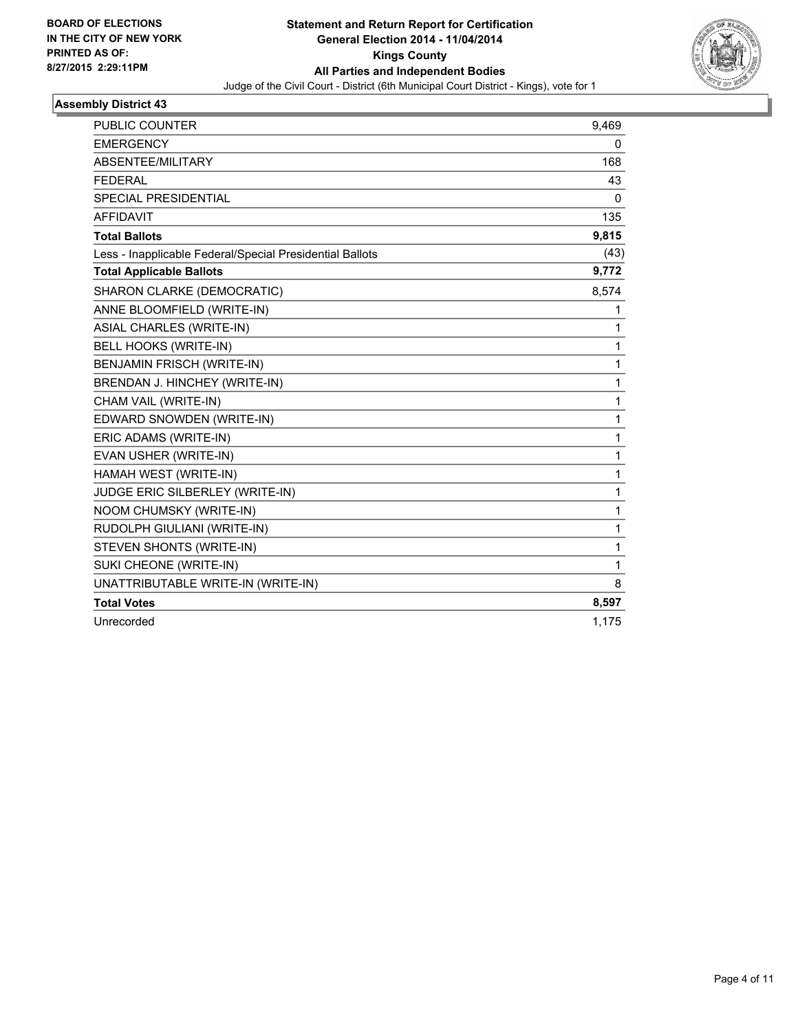BOARD OF ELECTIONS
IN THE CITY OF NEW YORK
PRINTED AS OF:
8/27/2015 2:29:11PM

# Statement and Return Report for Certification
## General Election 2014 - 11/04/2014
## Kings County
## All Parties and Independent Bodies

Judge of the Civil Court - District (6th Municipal Court District - Kings), vote for 1

### Assembly District 43

| | |
|---|---|
| PUBLIC COUNTER | 9,469 |
| EMERGENCY | 0 |
| ABSENTEE/MILITARY | 168 |
| FEDERAL | 43 |
| SPECIAL PRESIDENTIAL | 0 |
| AFFIDAVIT | 135 |
| **Total Ballots** | **9,815** |
| Less - Inapplicable Federal/Special Presidential Ballots | (43) |
| **Total Applicable Ballots** | **9,772** |
| SHARON CLARKE (DEMOCRATIC) | 8,574 |
| ANNE BLOOMFIELD (WRITE-IN) | 1 |
| ASIAL CHARLES (WRITE-IN) | 1 |
| BELL HOOKS (WRITE-IN) | 1 |
| BENJAMIN FRISCH (WRITE-IN) | 1 |
| BRENDAN J. HINCHEY (WRITE-IN) | 1 |
| CHAM VAIL (WRITE-IN) | 1 |
| EDWARD SNOWDEN (WRITE-IN) | 1 |
| ERIC ADAMS (WRITE-IN) | 1 |
| EVAN USHER (WRITE-IN) | 1 |
| HAMAH WEST (WRITE-IN) | 1 |
| JUDGE ERIC SILBERLEY (WRITE-IN) | 1 |
| NOOM CHUMSKY (WRITE-IN) | 1 |
| RUDOLPH GIULIANI (WRITE-IN) | 1 |
| STEVEN SHONTS (WRITE-IN) | 1 |
| SUKI CHEONE (WRITE-IN) | 1 |
| UNATTRIBUTABLE WRITE-IN (WRITE-IN) | 8 |
| **Total Votes** | **8,597** |
| Unrecorded | 1,175 |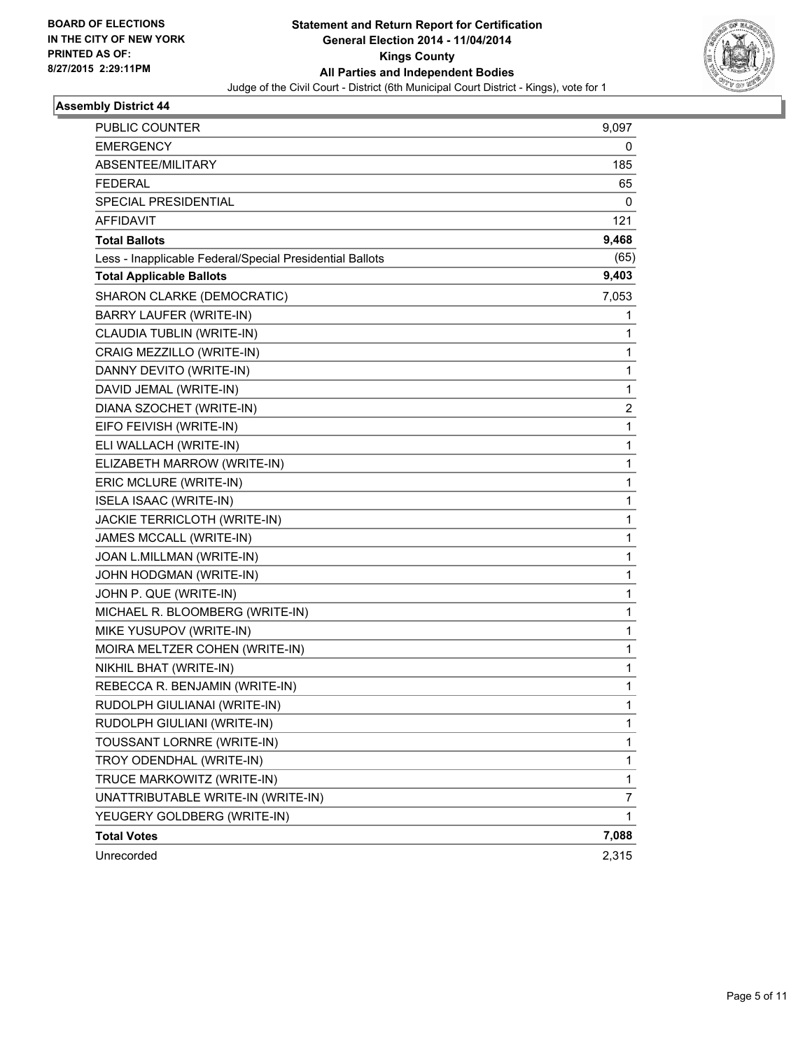**BOARD OF ELECTIONS**
**IN THE CITY OF NEW YORK**
**PRINTED AS OF:**
**8/27/2015 2:29:11PM**

# Statement and Return Report for Certification
## General Election 2014 - 11/04/2014
## Kings County
## All Parties and Independent Bodies

Judge of the Civil Court - District (6th Municipal Court District - Kings), vote for 1

### Assembly District 44

| | |
|---|---|
| PUBLIC COUNTER | 9,097 |
| EMERGENCY | 0 |
| ABSENTEE/MILITARY | 185 |
| FEDERAL | 65 |
| SPECIAL PRESIDENTIAL | 0 |
| AFFIDAVIT | 121 |
| **Total Ballots** | **9,468** |
| Less - Inapplicable Federal/Special Presidential Ballots | (65) |
| **Total Applicable Ballots** | **9,403** |
| SHARON CLARKE (DEMOCRATIC) | 7,053 |
| BARRY LAUFER (WRITE-IN) | 1 |
| CLAUDIA TUBLIN (WRITE-IN) | 1 |
| CRAIG MEZZILLO (WRITE-IN) | 1 |
| DANNY DEVITO (WRITE-IN) | 1 |
| DAVID JEMAL (WRITE-IN) | 1 |
| DIANA SZOCHET (WRITE-IN) | 2 |
| EIFO FEIVISH (WRITE-IN) | 1 |
| ELI WALLACH (WRITE-IN) | 1 |
| ELIZABETH MARROW (WRITE-IN) | 1 |
| ERIC MCLURE (WRITE-IN) | 1 |
| ISELA ISAAC (WRITE-IN) | 1 |
| JACKIE TERRICLOTH (WRITE-IN) | 1 |
| JAMES MCCALL (WRITE-IN) | 1 |
| JOAN L.MILLMAN (WRITE-IN) | 1 |
| JOHN HODGMAN (WRITE-IN) | 1 |
| JOHN P. QUE (WRITE-IN) | 1 |
| MICHAEL R. BLOOMBERG (WRITE-IN) | 1 |
| MIKE YUSUPOV (WRITE-IN) | 1 |
| MOIRA MELTZER COHEN (WRITE-IN) | 1 |
| NIKHIL BHAT (WRITE-IN) | 1 |
| REBECCA R. BENJAMIN (WRITE-IN) | 1 |
| RUDOLPH GIULIANAI (WRITE-IN) | 1 |
| RUDOLPH GIULIANI (WRITE-IN) | 1 |
| TOUSSANT LORNRE (WRITE-IN) | 1 |
| TROY ODENDHAL (WRITE-IN) | 1 |
| TRUCE MARKOWITZ (WRITE-IN) | 1 |
| UNATTRIBUTABLE WRITE-IN (WRITE-IN) | 7 |
| YEUGERY GOLDBERG (WRITE-IN) | 1 |
| **Total Votes** | **7,088** |
| Unrecorded | 2,315 |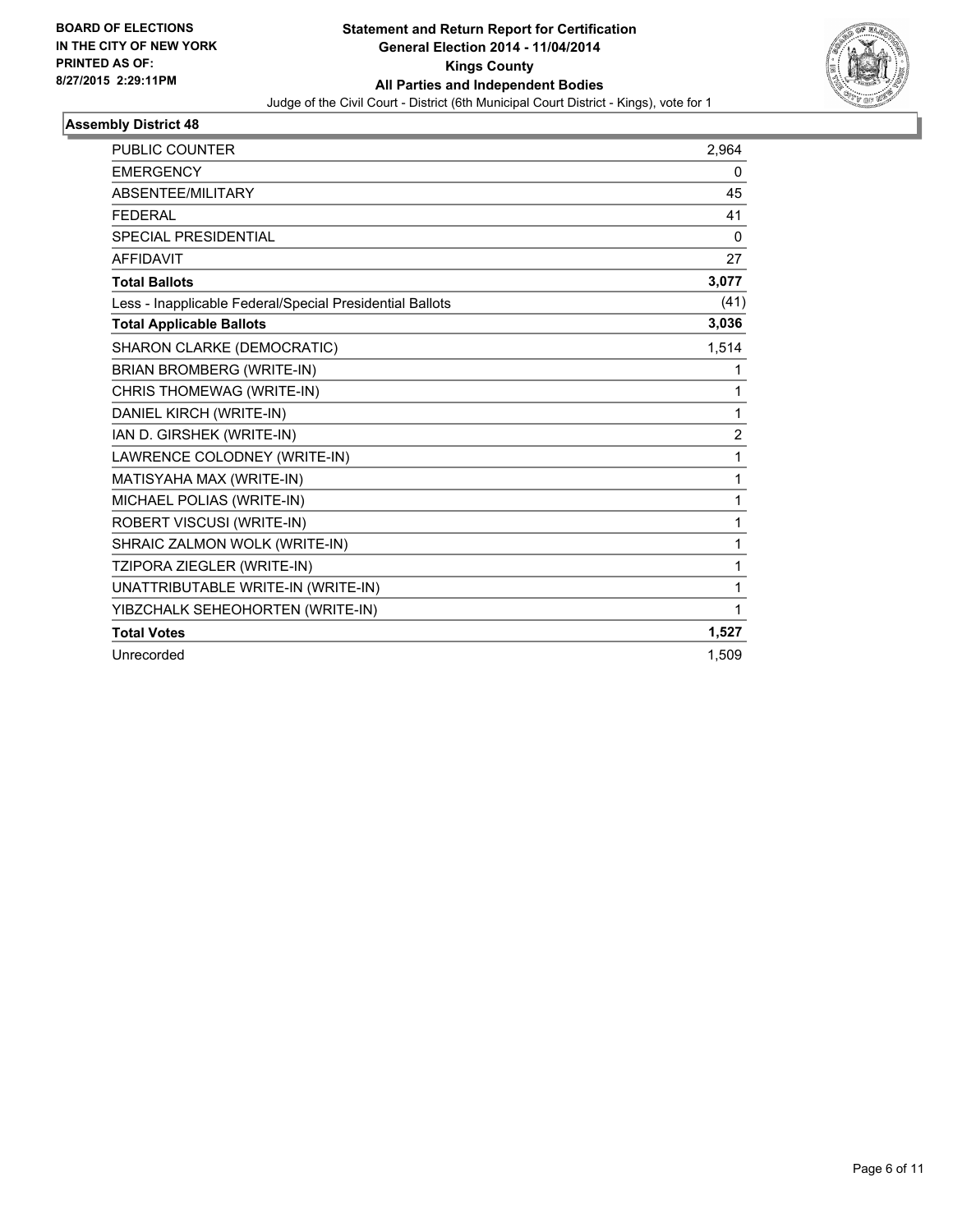**BOARD OF ELECTIONS**
**IN THE CITY OF NEW YORK**
**PRINTED AS OF:**
**8/27/2015 2:29:11PM**

# Statement and Return Report for Certification
## General Election 2014 - 11/04/2014
## Kings County
## All Parties and Independent Bodies

Judge of the Civil Court - District (6th Municipal Court District - Kings), vote for 1

### Assembly District 48

| | |
|---|---|
| PUBLIC COUNTER | 2,964 |
| EMERGENCY | 0 |
| ABSENTEE/MILITARY | 45 |
| FEDERAL | 41 |
| SPECIAL PRESIDENTIAL | 0 |
| AFFIDAVIT | 27 |
| **Total Ballots** | **3,077** |
| Less - Inapplicable Federal/Special Presidential Ballots | (41) |
| **Total Applicable Ballots** | **3,036** |
| SHARON CLARKE (DEMOCRATIC) | 1,514 |
| BRIAN BROMBERG (WRITE-IN) | 1 |
| CHRIS THOMEWAG (WRITE-IN) | 1 |
| DANIEL KIRCH (WRITE-IN) | 1 |
| IAN D. GIRSHEK (WRITE-IN) | 2 |
| LAWRENCE COLODNEY (WRITE-IN) | 1 |
| MATISYAHA MAX (WRITE-IN) | 1 |
| MICHAEL POLIAS (WRITE-IN) | 1 |
| ROBERT VISCUSI (WRITE-IN) | 1 |
| SHRAIC ZALMON WOLK (WRITE-IN) | 1 |
| TZIPORA ZIEGLER (WRITE-IN) | 1 |
| UNATTRIBUTABLE WRITE-IN (WRITE-IN) | 1 |
| YIBZCHALK SEHEOHORTEN (WRITE-IN) | 1 |
| **Total Votes** | **1,527** |
| Unrecorded | 1,509 |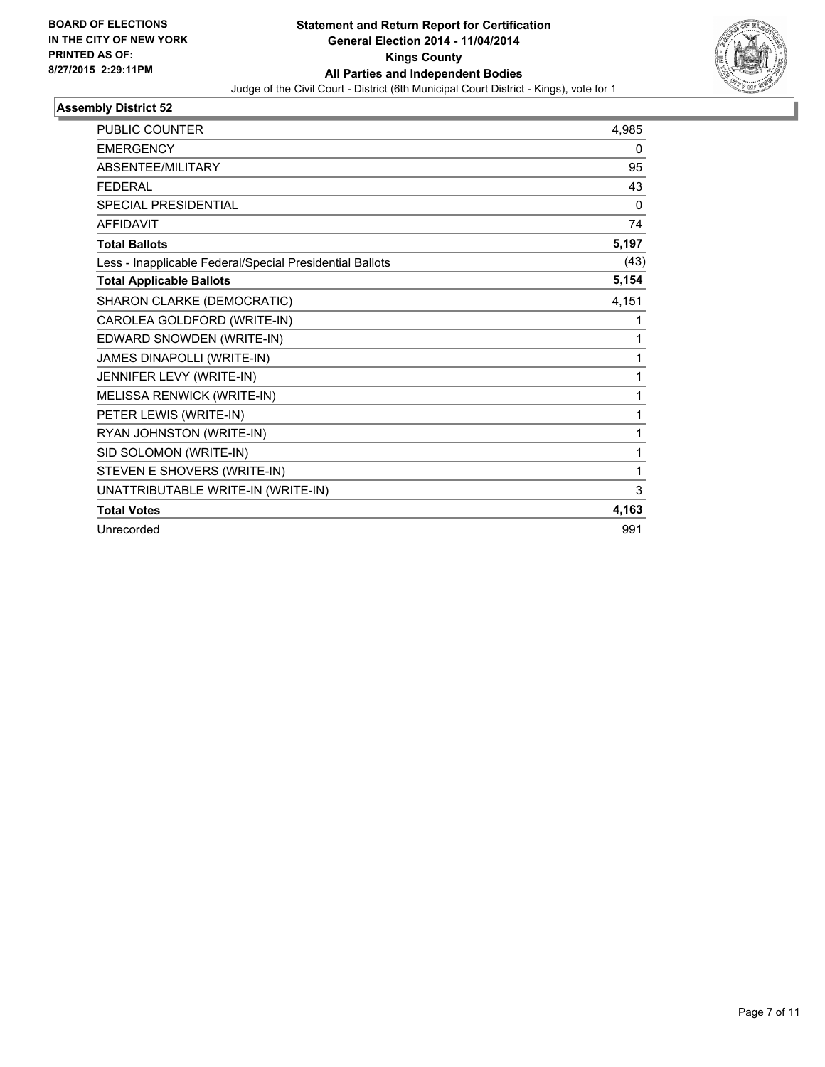**BOARD OF ELECTIONS IN THE CITY OF NEW YORK PRINTED AS OF: 8/27/2015 2:29:11PM**

**Statement and Return Report for Certification**
**General Election 2014 - 11/04/2014**
**Kings County**
**All Parties and Independent Bodies**
Judge of the Civil Court - District (6th Municipal Court District - Kings), vote for 1

## Assembly District 52

| | |
|---|---|
| PUBLIC COUNTER | 4,985 |
| EMERGENCY | 0 |
| ABSENTEE/MILITARY | 95 |
| FEDERAL | 43 |
| SPECIAL PRESIDENTIAL | 0 |
| AFFIDAVIT | 74 |
| **Total Ballots** | **5,197** |
| Less - Inapplicable Federal/Special Presidential Ballots | (43) |
| **Total Applicable Ballots** | **5,154** |
| SHARON CLARKE (DEMOCRATIC) | 4,151 |
| CAROLEA GOLDFORD (WRITE-IN) | 1 |
| EDWARD SNOWDEN (WRITE-IN) | 1 |
| JAMES DINAPOLLI (WRITE-IN) | 1 |
| JENNIFER LEVY (WRITE-IN) | 1 |
| MELISSA RENWICK (WRITE-IN) | 1 |
| PETER LEWIS (WRITE-IN) | 1 |
| RYAN JOHNSTON (WRITE-IN) | 1 |
| SID SOLOMON (WRITE-IN) | 1 |
| STEVEN E SHOVERS (WRITE-IN) | 1 |
| UNATTRIBUTABLE WRITE-IN (WRITE-IN) | 3 |
| **Total Votes** | **4,163** |
| Unrecorded | 991 |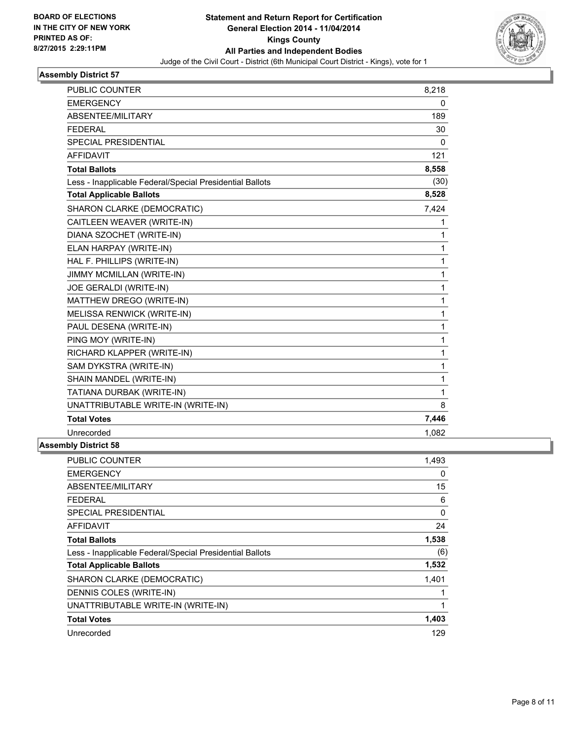BOARD OF ELECTIONS
IN THE CITY OF NEW YORK
PRINTED AS OF:
8/27/2015 2:29:11PM

**Statement and Return Report for Certification**
**General Election 2014 - 11/04/2014**
**Kings County**
**All Parties and Independent Bodies**
Judge of the Civil Court - District (6th Municipal Court District - Kings), vote for 1

### Assembly District 57

| | |
|---|---|
| PUBLIC COUNTER | 8,218 |
| EMERGENCY | 0 |
| ABSENTEE/MILITARY | 189 |
| FEDERAL | 30 |
| SPECIAL PRESIDENTIAL | 0 |
| AFFIDAVIT | 121 |
| **Total Ballots** | **8,558** |
| Less - Inapplicable Federal/Special Presidential Ballots | (30) |
| **Total Applicable Ballots** | **8,528** |
| SHARON CLARKE (DEMOCRATIC) | 7,424 |
| CAITLEEN WEAVER (WRITE-IN) | 1 |
| DIANA SZOCHET (WRITE-IN) | 1 |
| ELAN HARPAY (WRITE-IN) | 1 |
| HAL F. PHILLIPS (WRITE-IN) | 1 |
| JIMMY MCMILLAN (WRITE-IN) | 1 |
| JOE GERALDI (WRITE-IN) | 1 |
| MATTHEW DREGO (WRITE-IN) | 1 |
| MELISSA RENWICK (WRITE-IN) | 1 |
| PAUL DESENA (WRITE-IN) | 1 |
| PING MOY (WRITE-IN) | 1 |
| RICHARD KLAPPER (WRITE-IN) | 1 |
| SAM DYKSTRA (WRITE-IN) | 1 |
| SHAIN MANDEL (WRITE-IN) | 1 |
| TATIANA DURBAK (WRITE-IN) | 1 |
| UNATTRIBUTABLE WRITE-IN (WRITE-IN) | 8 |
| **Total Votes** | **7,446** |
| Unrecorded | 1,082 |

### Assembly District 58

| | |
|---|---|
| PUBLIC COUNTER | 1,493 |
| EMERGENCY | 0 |
| ABSENTEE/MILITARY | 15 |
| FEDERAL | 6 |
| SPECIAL PRESIDENTIAL | 0 |
| AFFIDAVIT | 24 |
| **Total Ballots** | **1,538** |
| Less - Inapplicable Federal/Special Presidential Ballots | (6) |
| **Total Applicable Ballots** | **1,532** |
| SHARON CLARKE (DEMOCRATIC) | 1,401 |
| DENNIS COLES (WRITE-IN) | 1 |
| UNATTRIBUTABLE WRITE-IN (WRITE-IN) | 1 |
| **Total Votes** | **1,403** |
| Unrecorded | 129 |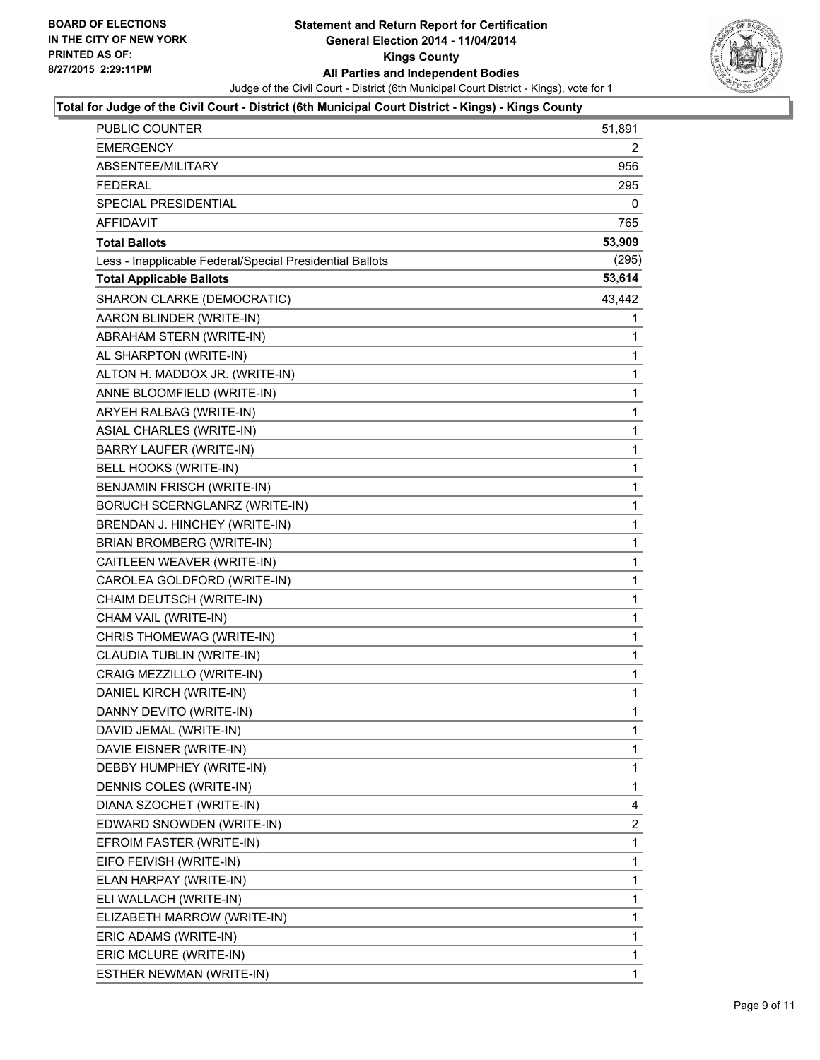BOARD OF ELECTIONS
IN THE CITY OF NEW YORK
PRINTED AS OF:
8/27/2015 2:29:11PM

# Statement and Return Report for Certification
## General Election 2014 - 11/04/2014
## Kings County
## All Parties and Independent Bodies

Judge of the Civil Court - District (6th Municipal Court District - Kings), vote for 1

**Total for Judge of the Civil Court - District (6th Municipal Court District - Kings) - Kings County**

| | |
|---|---|
| PUBLIC COUNTER | 51,891 |
| EMERGENCY | 2 |
| ABSENTEE/MILITARY | 956 |
| FEDERAL | 295 |
| SPECIAL PRESIDENTIAL | 0 |
| AFFIDAVIT | 765 |
| **Total Ballots** | **53,909** |
| Less - Inapplicable Federal/Special Presidential Ballots | (295) |
| **Total Applicable Ballots** | **53,614** |
| SHARON CLARKE (DEMOCRATIC) | 43,442 |
| AARON BLINDER (WRITE-IN) | 1 |
| ABRAHAM STERN (WRITE-IN) | 1 |
| AL SHARPTON (WRITE-IN) | 1 |
| ALTON H. MADDOX JR. (WRITE-IN) | 1 |
| ANNE BLOOMFIELD (WRITE-IN) | 1 |
| ARYEH RALBAG (WRITE-IN) | 1 |
| ASIAL CHARLES (WRITE-IN) | 1 |
| BARRY LAUFER (WRITE-IN) | 1 |
| BELL HOOKS (WRITE-IN) | 1 |
| BENJAMIN FRISCH (WRITE-IN) | 1 |
| BORUCH SCERNGLANRZ (WRITE-IN) | 1 |
| BRENDAN J. HINCHEY (WRITE-IN) | 1 |
| BRIAN BROMBERG (WRITE-IN) | 1 |
| CAITLEEN WEAVER (WRITE-IN) | 1 |
| CAROLEA GOLDFORD (WRITE-IN) | 1 |
| CHAIM DEUTSCH (WRITE-IN) | 1 |
| CHAM VAIL (WRITE-IN) | 1 |
| CHRIS THOMEWAG (WRITE-IN) | 1 |
| CLAUDIA TUBLIN (WRITE-IN) | 1 |
| CRAIG MEZZILLO (WRITE-IN) | 1 |
| DANIEL KIRCH (WRITE-IN) | 1 |
| DANNY DEVITO (WRITE-IN) | 1 |
| DAVID JEMAL (WRITE-IN) | 1 |
| DAVIE EISNER (WRITE-IN) | 1 |
| DEBBY HUMPHEY (WRITE-IN) | 1 |
| DENNIS COLES (WRITE-IN) | 1 |
| DIANA SZOCHET (WRITE-IN) | 4 |
| EDWARD SNOWDEN (WRITE-IN) | 2 |
| EFROIM FASTER (WRITE-IN) | 1 |
| EIFO FEIVISH (WRITE-IN) | 1 |
| ELAN HARPAY (WRITE-IN) | 1 |
| ELI WALLACH (WRITE-IN) | 1 |
| ELIZABETH MARROW (WRITE-IN) | 1 |
| ERIC ADAMS (WRITE-IN) | 1 |
| ERIC MCLURE (WRITE-IN) | 1 |
| ESTHER NEWMAN (WRITE-IN) | 1 |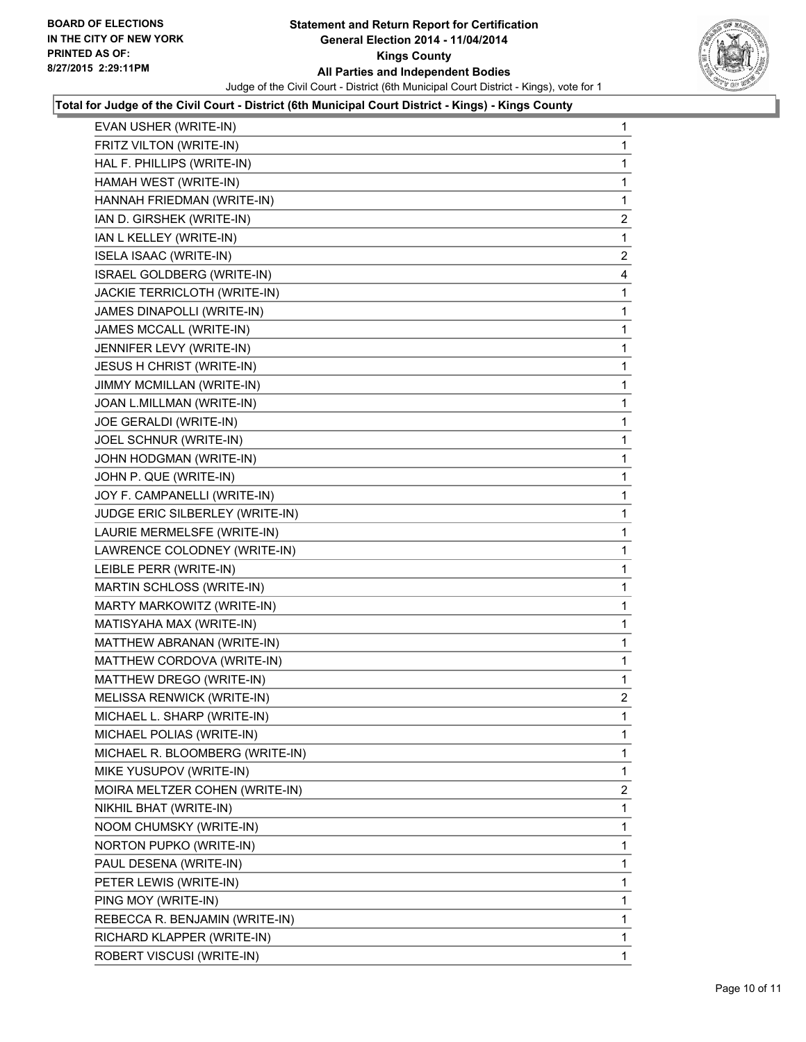**Statement and Return Report for Certification**
**General Election 2014 - 11/04/2014**
**Kings County**
**All Parties and Independent Bodies**
Judge of the Civil Court - District (6th Municipal Court District - Kings), vote for 1

BOARD OF ELECTIONS IN THE CITY OF NEW YORK
PRINTED AS OF: 8/27/2015 2:29:11PM

**Total for Judge of the Civil Court - District (6th Municipal Court District - Kings) - Kings County**

| | |
|---|---|
| EVAN USHER (WRITE-IN) | 1 |
| FRITZ VILTON (WRITE-IN) | 1 |
| HAL F. PHILLIPS (WRITE-IN) | 1 |
| HAMAH WEST (WRITE-IN) | 1 |
| HANNAH FRIEDMAN (WRITE-IN) | 1 |
| IAN D. GIRSHEK (WRITE-IN) | 2 |
| IAN L KELLEY (WRITE-IN) | 1 |
| ISELA ISAAC (WRITE-IN) | 2 |
| ISRAEL GOLDBERG (WRITE-IN) | 4 |
| JACKIE TERRICLOTH (WRITE-IN) | 1 |
| JAMES DINAPOLLI (WRITE-IN) | 1 |
| JAMES MCCALL (WRITE-IN) | 1 |
| JENNIFER LEVY (WRITE-IN) | 1 |
| JESUS H CHRIST (WRITE-IN) | 1 |
| JIMMY MCMILLAN (WRITE-IN) | 1 |
| JOAN L.MILLMAN (WRITE-IN) | 1 |
| JOE GERALDI (WRITE-IN) | 1 |
| JOEL SCHNUR (WRITE-IN) | 1 |
| JOHN HODGMAN (WRITE-IN) | 1 |
| JOHN P. QUE (WRITE-IN) | 1 |
| JOY F. CAMPANELLI (WRITE-IN) | 1 |
| JUDGE ERIC SILBERLEY (WRITE-IN) | 1 |
| LAURIE MERMELSFE (WRITE-IN) | 1 |
| LAWRENCE COLODNEY (WRITE-IN) | 1 |
| LEIBLE PERR (WRITE-IN) | 1 |
| MARTIN SCHLOSS (WRITE-IN) | 1 |
| MARTY MARKOWITZ (WRITE-IN) | 1 |
| MATISYAHA MAX (WRITE-IN) | 1 |
| MATTHEW ABRANAN (WRITE-IN) | 1 |
| MATTHEW CORDOVA (WRITE-IN) | 1 |
| MATTHEW DREGO (WRITE-IN) | 1 |
| MELISSA RENWICK (WRITE-IN) | 2 |
| MICHAEL L. SHARP (WRITE-IN) | 1 |
| MICHAEL POLIAS (WRITE-IN) | 1 |
| MICHAEL R. BLOOMBERG (WRITE-IN) | 1 |
| MIKE YUSUPOV (WRITE-IN) | 1 |
| MOIRA MELTZER COHEN (WRITE-IN) | 2 |
| NIKHIL BHAT (WRITE-IN) | 1 |
| NOOM CHUMSKY (WRITE-IN) | 1 |
| NORTON PUPKO (WRITE-IN) | 1 |
| PAUL DESENA (WRITE-IN) | 1 |
| PETER LEWIS (WRITE-IN) | 1 |
| PING MOY (WRITE-IN) | 1 |
| REBECCA R. BENJAMIN (WRITE-IN) | 1 |
| RICHARD KLAPPER (WRITE-IN) | 1 |
| ROBERT VISCUSI (WRITE-IN) | 1 |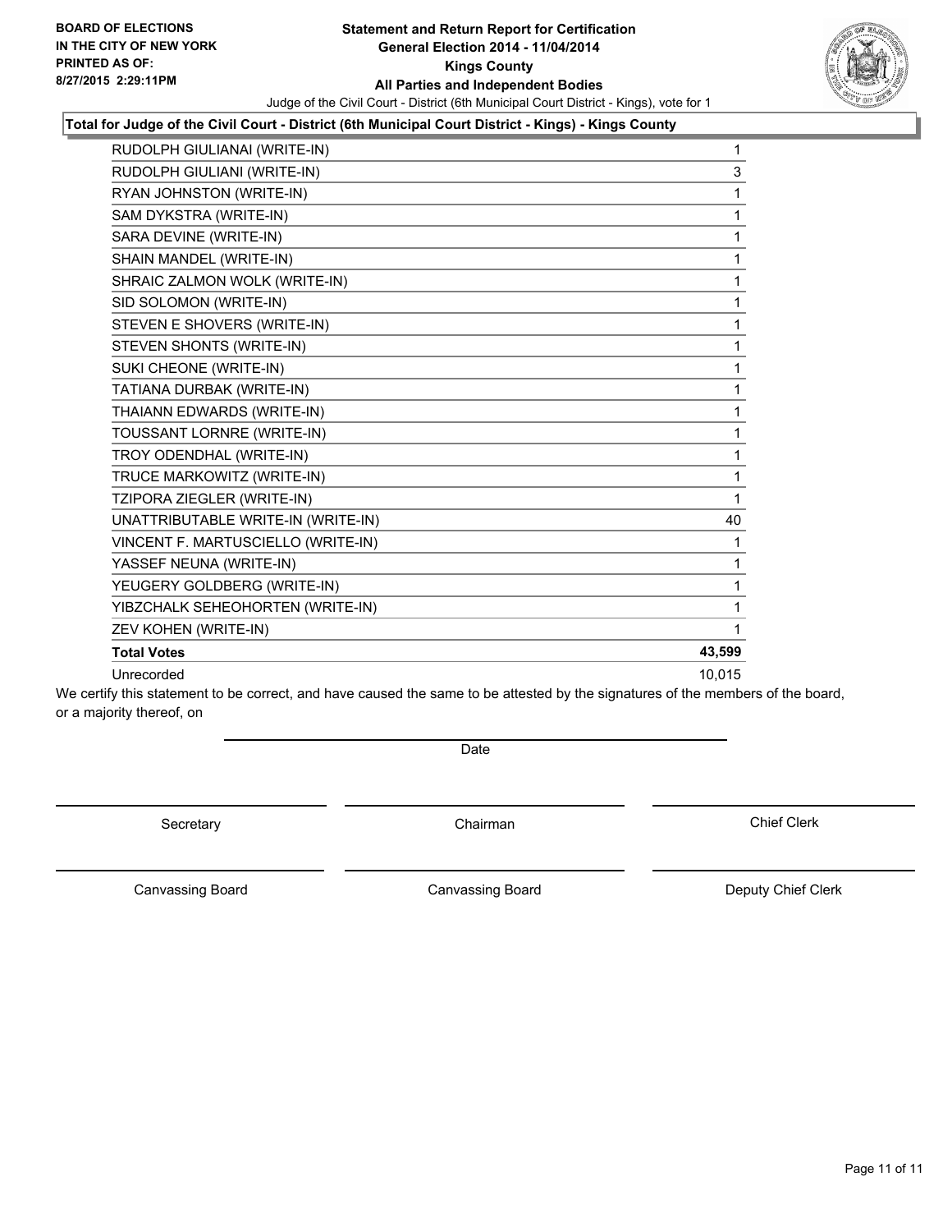**BOARD OF ELECTIONS IN THE CITY OF NEW YORK PRINTED AS OF: 8/27/2015 2:29:11PM**

**Statement and Return Report for Certification General Election 2014 - 11/04/2014 Kings County All Parties and Independent Bodies**

Judge of the Civil Court - District (6th Municipal Court District - Kings), vote for 1

**Total for Judge of the Civil Court - District (6th Municipal Court District - Kings) - Kings County**

| | |
|---|---|
| RUDOLPH GIULIANAI (WRITE-IN) | 1 |
| RUDOLPH GIULIANI (WRITE-IN) | 3 |
| RYAN JOHNSTON (WRITE-IN) | 1 |
| SAM DYKSTRA (WRITE-IN) | 1 |
| SARA DEVINE (WRITE-IN) | 1 |
| SHAIN MANDEL (WRITE-IN) | 1 |
| SHRAIC ZALMON WOLK (WRITE-IN) | 1 |
| SID SOLOMON (WRITE-IN) | 1 |
| STEVEN E SHOVERS (WRITE-IN) | 1 |
| STEVEN SHONTS (WRITE-IN) | 1 |
| SUKI CHEONE (WRITE-IN) | 1 |
| TATIANA DURBAK (WRITE-IN) | 1 |
| THAIANN EDWARDS (WRITE-IN) | 1 |
| TOUSSANT LORNRE (WRITE-IN) | 1 |
| TROY ODENDHAL (WRITE-IN) | 1 |
| TRUCE MARKOWITZ (WRITE-IN) | 1 |
| TZIPORA ZIEGLER (WRITE-IN) | 1 |
| UNATTRIBUTABLE WRITE-IN (WRITE-IN) | 40 |
| VINCENT F. MARTUSCIELLO (WRITE-IN) | 1 |
| YASSEF NEUNA (WRITE-IN) | 1 |
| YEUGERY GOLDBERG (WRITE-IN) | 1 |
| YIBZCHALK SEHEOHORTEN (WRITE-IN) | 1 |
| ZEV KOHEN (WRITE-IN) | 1 |
| **Total Votes** | **43,599** |
| Unrecorded | 10,015 |

We certify this statement to be correct, and have caused the same to be attested by the signatures of the members of the board, or a majority thereof, on

Date

Secretary

Chairman

Chief Clerk

Canvassing Board

Canvassing Board

Deputy Chief Clerk